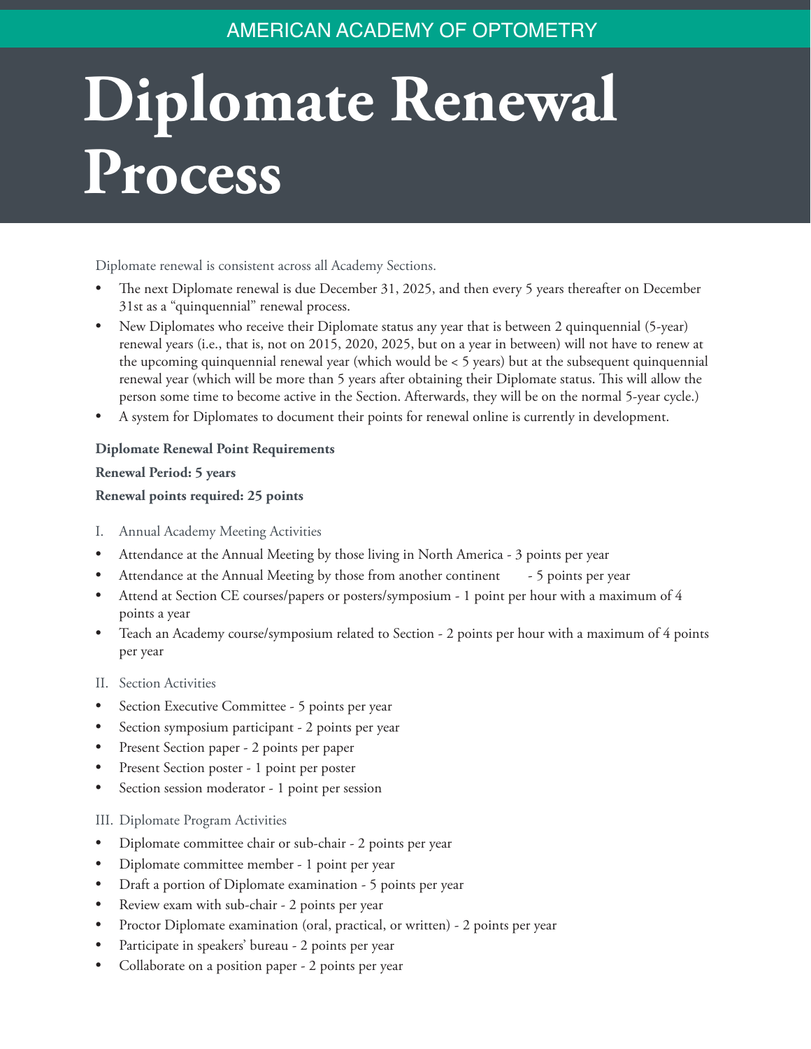AMERICAN ACADEMY OF OPTOMETRY

# Diplomate Renewal Process

Diplomate renewal is consistent across all Academy Sections.

- The next Diplomate renewal is due December 31, 2025, and then every 5 years thereafter on December 31st as a "quinquennial" renewal process.
- New Diplomates who receive their Diplomate status any year that is between 2 quinquennial (5-year) renewal years (i.e., that is, not on 2015, 2020, 2025, but on a year in between) will not have to renew at the upcoming quinquennial renewal year (which would be < 5 years) but at the subsequent quinquennial renewal year (which will be more than 5 years after obtaining their Diplomate status. This will allow the person some time to become active in the Section. Afterwards, they will be on the normal 5-year cycle.)
- A system for Diplomates to document their points for renewal online is currently in development.

**Diplomate Renewal Point Requirements**

**Renewal Period: 5 years**

**Renewal points required: 25 points**

I. Annual Academy Meeting Activities

- Attendance at the Annual Meeting by those living in North America - 3 points per year
- Attendance at the Annual Meeting by those from another continent - 5 points per year
- Attend at Section CE courses/papers or posters/symposium - 1 point per hour with a maximum of 4 points a year
- Teach an Academy course/symposium related to Section - 2 points per hour with a maximum of 4 points per year

II. Section Activities

- Section Executive Committee - 5 points per year
- Section symposium participant - 2 points per year
- Present Section paper - 2 points per paper
- Present Section poster - 1 point per poster
- Section session moderator - 1 point per session

III. Diplomate Program Activities

- Diplomate committee chair or sub-chair - 2 points per year
- Diplomate committee member - 1 point per year
- Draft a portion of Diplomate examination - 5 points per year
- Review exam with sub-chair - 2 points per year
- Proctor Diplomate examination (oral, practical, or written) - 2 points per year
- Participate in speakers' bureau - 2 points per year
- Collaborate on a position paper - 2 points per year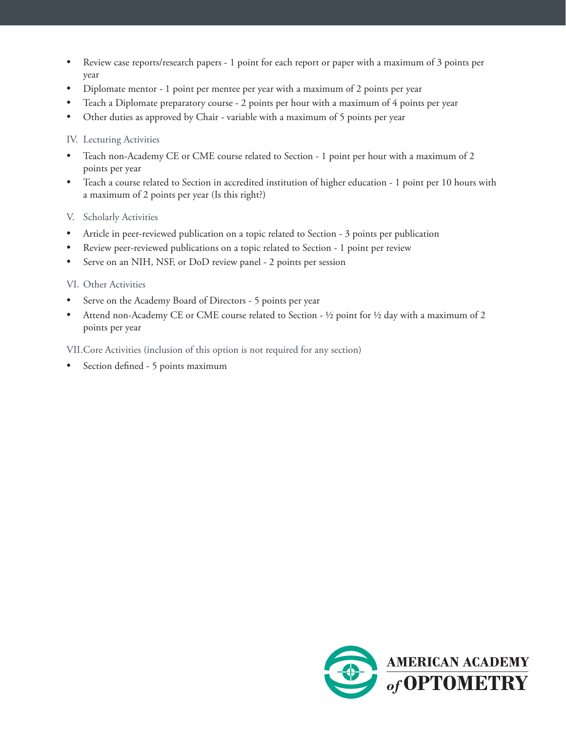- Review case reports/research papers - 1 point for each report or paper with a maximum of 3 points per year
- Diplomate mentor - 1 point per mentee per year with a maximum of 2 points per year
- Teach a Diplomate preparatory course - 2 points per hour with a maximum of 4 points per year
- Other duties as approved by Chair - variable with a maximum of 5 points per year

IV. Lecturing Activities

- Teach non-Academy CE or CME course related to Section - 1 point per hour with a maximum of 2 points per year
- Teach a course related to Section in accredited institution of higher education - 1 point per 10 hours with a maximum of 2 points per year (Is this right?)

V. Scholarly Activities

- Article in peer-reviewed publication on a topic related to Section - 3 points per publication
- Review peer-reviewed publications on a topic related to Section - 1 point per review
- Serve on an NIH, NSF, or DoD review panel - 2 points per session

VI. Other Activities

- Serve on the Academy Board of Directors - 5 points per year
- Attend non-Academy CE or CME course related to Section - ½ point for ½ day with a maximum of 2 points per year

VII. Core Activities (inclusion of this option is not required for any section)

- Section defined - 5 points maximum

AMERICAN ACADEMY *of* OPTOMETRY